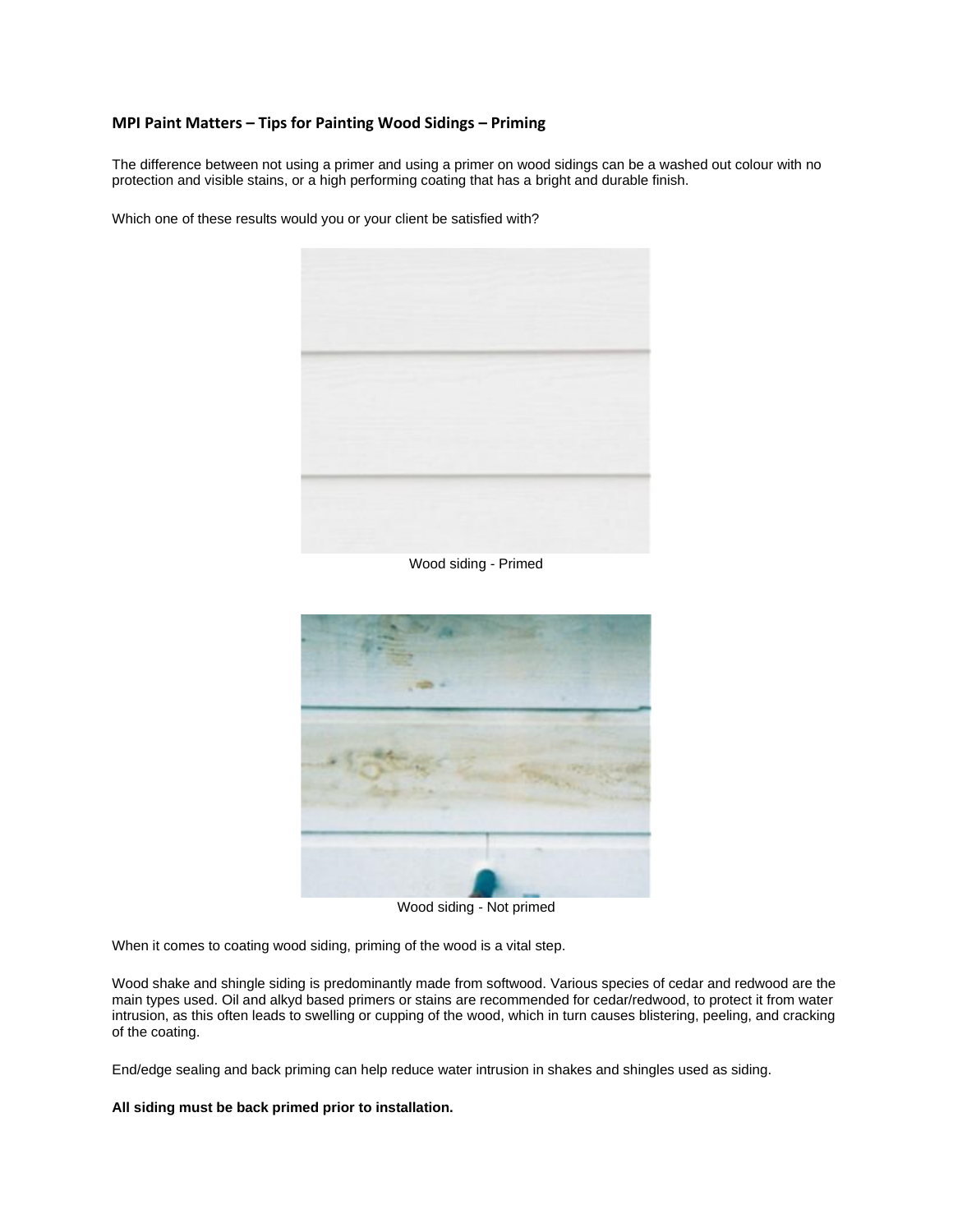## MPI Paint Matters – Tips for Painting Wood Sidings – Priming

The difference between not using a primer and using a primer on wood sidings can be a washed out colour with no protection and visible stains, or a high performing coating that has a bright and durable finish.

Which one of these results would you or your client be satisfied with?

Wood siding - Primed

Wood siding - Not primed

When it comes to coating wood siding, priming of the wood is a vital step.

Wood shake and shingle siding is predominantly made from softwood. Various species of cedar and redwood are the main types used. Oil and alkyd based primers or stains are recommended for cedar/redwood, to protect it from water intrusion, as this often leads to swelling or cupping of the wood, which in turn causes blistering, peeling, and cracking of the coating.

End/edge sealing and back priming can help reduce water intrusion in shakes and shingles used as siding.

**All siding must be back primed prior to installation.**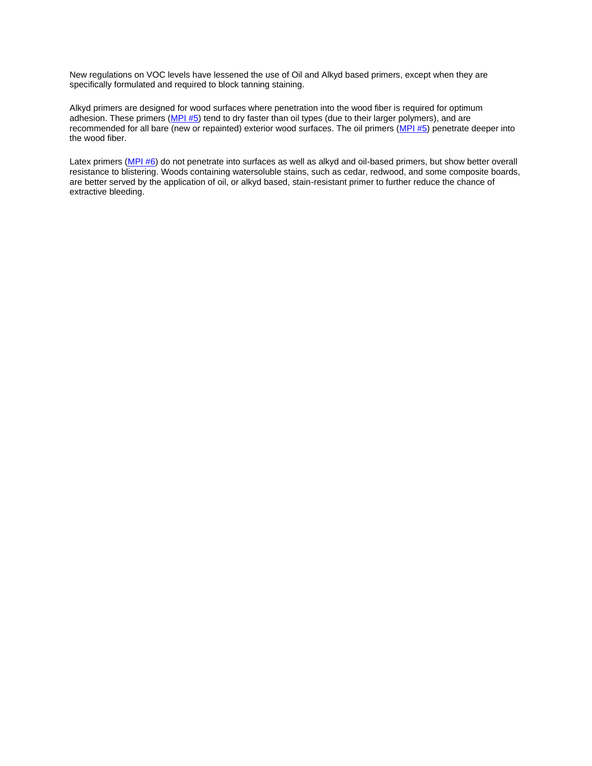New regulations on VOC levels have lessened the use of Oil and Alkyd based primers, except when they are specifically formulated and required to block tanning staining.

Alkyd primers are designed for wood surfaces where penetration into the wood fiber is required for optimum adhesion. These primers (MPI #5) tend to dry faster than oil types (due to their larger polymers), and are recommended for all bare (new or repainted) exterior wood surfaces. The oil primers (MPI #5) penetrate deeper into the wood fiber.

Latex primers (MPI #6) do not penetrate into surfaces as well as alkyd and oil-based primers, but show better overall resistance to blistering. Woods containing watersoluble stains, such as cedar, redwood, and some composite boards, are better served by the application of oil, or alkyd based, stain-resistant primer to further reduce the chance of extractive bleeding.